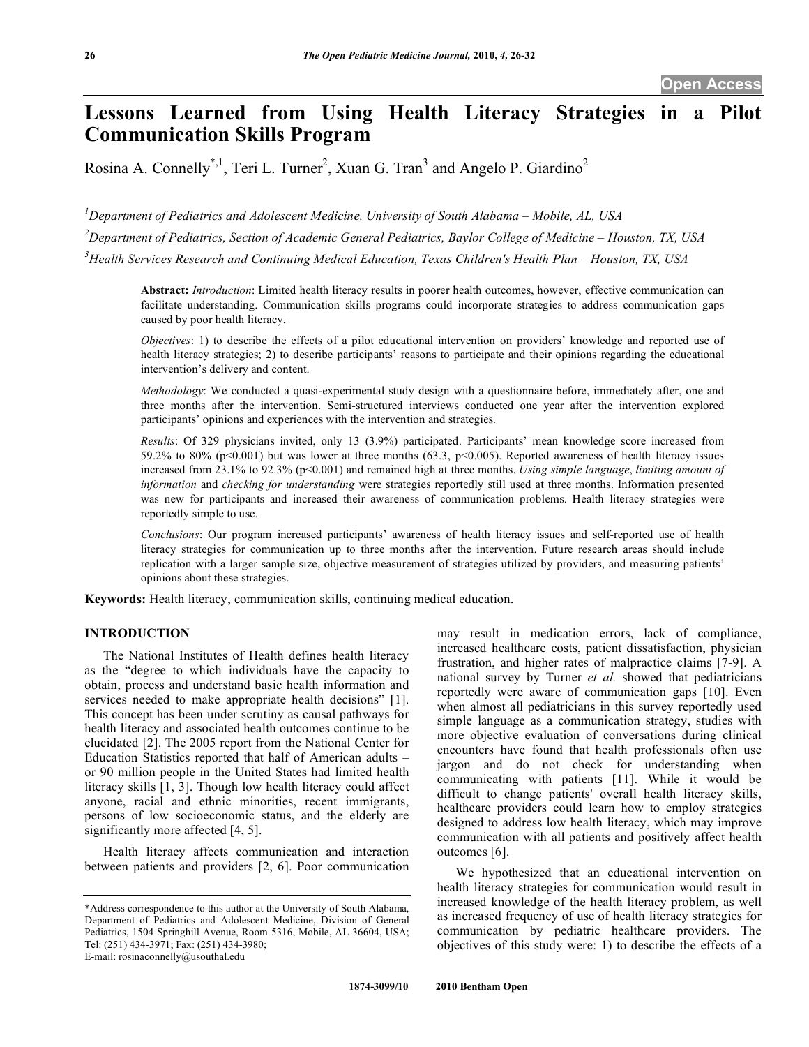Open Access

# Lessons Learned from Using Health Literacy Strategies in a Pilot Communication Skills Program

Rosina A. Connelly*[,1], Teri L. Turner[2], Xuan G. Tran[3] and Angelo P. Giardino[2]

[1]Department of Pediatrics and Adolescent Medicine, University of South Alabama – Mobile, AL, USA

[2]Department of Pediatrics, Section of Academic General Pediatrics, Baylor College of Medicine – Houston, TX, USA

[3]Health Services Research and Continuing Medical Education, Texas Children's Health Plan – Houston, TX, USA

**Abstract:** *Introduction*: Limited health literacy results in poorer health outcomes, however, effective communication can facilitate understanding. Communication skills programs could incorporate strategies to address communication gaps caused by poor health literacy.

*Objectives*: 1) to describe the effects of a pilot educational intervention on providers' knowledge and reported use of health literacy strategies; 2) to describe participants' reasons to participate and their opinions regarding the educational intervention's delivery and content.

*Methodology*: We conducted a quasi-experimental study design with a questionnaire before, immediately after, one and three months after the intervention. Semi-structured interviews conducted one year after the intervention explored participants' opinions and experiences with the intervention and strategies.

*Results*: Of 329 physicians invited, only 13 (3.9%) participated. Participants' mean knowledge score increased from 59.2% to 80% ($p<0.001$) but was lower at three months (63.3, $p<0.005$). Reported awareness of health literacy issues increased from 23.1% to 92.3% ($p<0.001$) and remained high at three months. *Using simple language*, *limiting amount of information* and *checking for understanding* were strategies reportedly still used at three months. Information presented was new for participants and increased their awareness of communication problems. Health literacy strategies were reportedly simple to use.

*Conclusions*: Our program increased participants' awareness of health literacy issues and self-reported use of health literacy strategies for communication up to three months after the intervention. Future research areas should include replication with a larger sample size, objective measurement of strategies utilized by providers, and measuring patients' opinions about these strategies.

**Keywords:** Health literacy, communication skills, continuing medical education.

## INTRODUCTION

The National Institutes of Health defines health literacy as the "degree to which individuals have the capacity to obtain, process and understand basic health information and services needed to make appropriate health decisions" [1]. This concept has been under scrutiny as causal pathways for health literacy and associated health outcomes continue to be elucidated [2]. The 2005 report from the National Center for Education Statistics reported that half of American adults – or 90 million people in the United States had limited health literacy skills [1, 3]. Though low health literacy could affect anyone, racial and ethnic minorities, recent immigrants, persons of low socioeconomic status, and the elderly are significantly more affected [4, 5].

Health literacy affects communication and interaction between patients and providers [2, 6]. Poor communication may result in medication errors, lack of compliance, increased healthcare costs, patient dissatisfaction, physician frustration, and higher rates of malpractice claims [7-9]. A national survey by Turner *et al.* showed that pediatricians reportedly were aware of communication gaps [10]. Even when almost all pediatricians in this survey reportedly used simple language as a communication strategy, studies with more objective evaluation of conversations during clinical encounters have found that health professionals often use jargon and do not check for understanding when communicating with patients [11]. While it would be difficult to change patients' overall health literacy skills, healthcare providers could learn how to employ strategies designed to address low health literacy, which may improve communication with all patients and positively affect health outcomes [6].

We hypothesized that an educational intervention on health literacy strategies for communication would result in increased knowledge of the health literacy problem, as well as increased frequency of use of health literacy strategies for communication by pediatric healthcare providers. The objectives of this study were: 1) to describe the effects of a

*Address correspondence to this author at the University of South Alabama, Department of Pediatrics and Adolescent Medicine, Division of General Pediatrics, 1504 Springhill Avenue, Room 5316, Mobile, AL 36604, USA; Tel: (251) 434-3971; Fax: (251) 434-3980;
E-mail: rosinaconnelly@usouthal.edu

1874-3099/10 2010 Bentham Open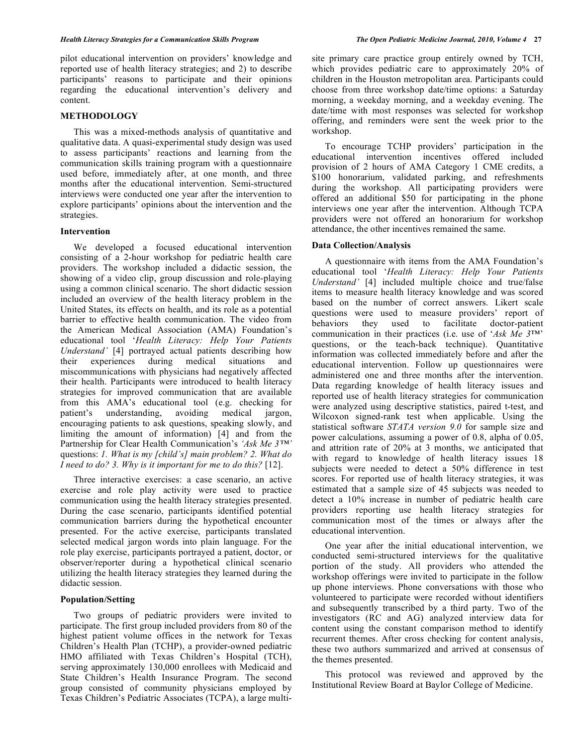pilot educational intervention on providers' knowledge and reported use of health literacy strategies; and 2) to describe participants' reasons to participate and their opinions regarding the educational intervention's delivery and content.

## METHODOLOGY

This was a mixed-methods analysis of quantitative and qualitative data. A quasi-experimental study design was used to assess participants' reactions and learning from the communication skills training program with a questionnaire used before, immediately after, at one month, and three months after the educational intervention. Semi-structured interviews were conducted one year after the intervention to explore participants' opinions about the intervention and the strategies.

### Intervention

We developed a focused educational intervention consisting of a 2-hour workshop for pediatric health care providers. The workshop included a didactic session, the showing of a video clip, group discussion and role-playing using a common clinical scenario. The short didactic session included an overview of the health literacy problem in the United States, its effects on health, and its role as a potential barrier to effective health communication. The video from the American Medical Association (AMA) Foundation's educational tool '*Health Literacy: Help Your Patients Understand'* [4] portrayed actual patients describing how their experiences during medical situations and miscommunications with physicians had negatively affected their health. Participants were introduced to health literacy strategies for improved communication that are available from this AMA's educational tool (e.g. checking for patient's understanding, avoiding medical jargon, encouraging patients to ask questions, speaking slowly, and limiting the amount of information) [4] and from the Partnership for Clear Health Communication's *'Ask Me 3™'* questions: *1. What is my [child's] main problem? 2. What do I need to do? 3. Why is it important for me to do this?* [12].

Three interactive exercises: a case scenario, an active exercise and role play activity were used to practice communication using the health literacy strategies presented. During the case scenario, participants identified potential communication barriers during the hypothetical encounter presented. For the active exercise, participants translated selected medical jargon words into plain language. For the role play exercise, participants portrayed a patient, doctor, or observer/reporter during a hypothetical clinical scenario utilizing the health literacy strategies they learned during the didactic session.

### Population/Setting

Two groups of pediatric providers were invited to participate. The first group included providers from 80 of the highest patient volume offices in the network for Texas Children's Health Plan (TCHP), a provider-owned pediatric HMO affiliated with Texas Children's Hospital (TCH), serving approximately 130,000 enrollees with Medicaid and State Children's Health Insurance Program. The second group consisted of community physicians employed by Texas Children's Pediatric Associates (TCPA), a large multi-site primary care practice group entirely owned by TCH, which provides pediatric care to approximately 20% of children in the Houston metropolitan area. Participants could choose from three workshop date/time options: a Saturday morning, a weekday morning, and a weekday evening. The date/time with most responses was selected for workshop offering, and reminders were sent the week prior to the workshop.

To encourage TCHP providers' participation in the educational intervention incentives offered included provision of 2 hours of AMA Category 1 CME credits, a \$100 honorarium, validated parking, and refreshments during the workshop. All participating providers were offered an additional \$50 for participating in the phone interviews one year after the intervention. Although TCPA providers were not offered an honorarium for workshop attendance, the other incentives remained the same.

### Data Collection/Analysis

A questionnaire with items from the AMA Foundation's educational tool '*Health Literacy: Help Your Patients Understand'* [4] included multiple choice and true/false items to measure health literacy knowledge and was scored based on the number of correct answers. Likert scale questions were used to measure providers' report of behaviors they used to facilitate doctor-patient communication in their practices (i.e. use of '*Ask Me 3™*' questions, or the teach-back technique). Quantitative information was collected immediately before and after the educational intervention. Follow up questionnaires were administered one and three months after the intervention. Data regarding knowledge of health literacy issues and reported use of health literacy strategies for communication were analyzed using descriptive statistics, paired t-test, and Wilcoxon signed-rank test when applicable. Using the statistical software *STATA version 9.0* for sample size and power calculations, assuming a power of 0.8, alpha of 0.05, and attrition rate of 20% at 3 months, we anticipated that with regard to knowledge of health literacy issues 18 subjects were needed to detect a 50% difference in test scores. For reported use of health literacy strategies, it was estimated that a sample size of 45 subjects was needed to detect a 10% increase in number of pediatric health care providers reporting use health literacy strategies for communication most of the times or always after the educational intervention.

One year after the initial educational intervention, we conducted semi-structured interviews for the qualitative portion of the study. All providers who attended the workshop offerings were invited to participate in the follow up phone interviews. Phone conversations with those who volunteered to participate were recorded without identifiers and subsequently transcribed by a third party. Two of the investigators (RC and AG) analyzed interview data for content using the constant comparison method to identify recurrent themes. After cross checking for content analysis, these two authors summarized and arrived at consensus of the themes presented.

This protocol was reviewed and approved by the Institutional Review Board at Baylor College of Medicine.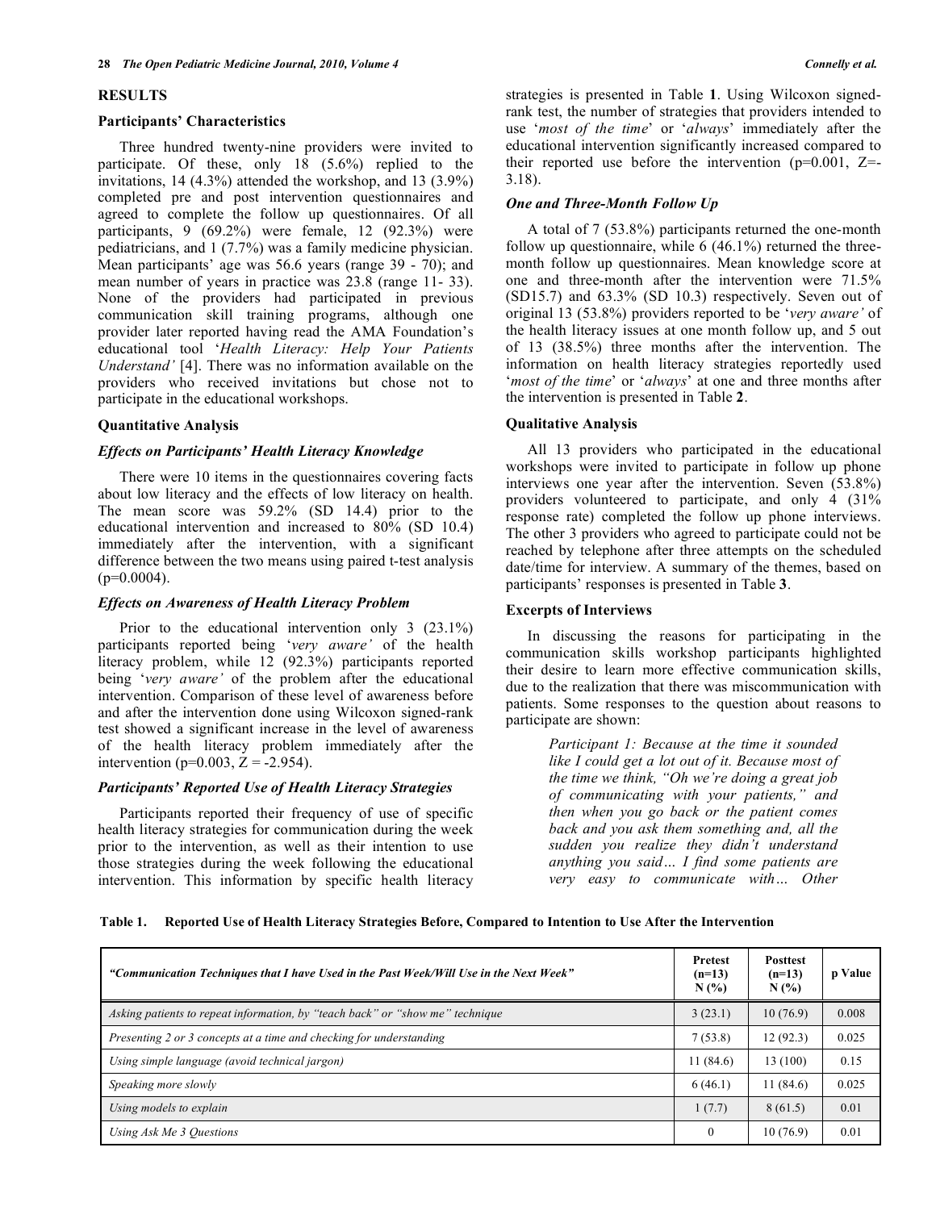## RESULTS

### Participants' Characteristics

Three hundred twenty-nine providers were invited to participate. Of these, only 18 (5.6%) replied to the invitations, 14 (4.3%) attended the workshop, and 13 (3.9%) completed pre and post intervention questionnaires and agreed to complete the follow up questionnaires. Of all participants, 9 (69.2%) were female, 12 (92.3%) were pediatricians, and 1 (7.7%) was a family medicine physician. Mean participants' age was 56.6 years (range 39 - 70); and mean number of years in practice was 23.8 (range 11- 33). None of the providers had participated in previous communication skill training programs, although one provider later reported having read the AMA Foundation's educational tool '*Health Literacy: Help Your Patients Understand'* [4]. There was no information available on the providers who received invitations but chose not to participate in the educational workshops.

### Quantitative Analysis

#### *Effects on Participants' Health Literacy Knowledge*

There were 10 items in the questionnaires covering facts about low literacy and the effects of low literacy on health. The mean score was 59.2% (SD 14.4) prior to the educational intervention and increased to 80% (SD 10.4) immediately after the intervention, with a significant difference between the two means using paired t-test analysis ($p=0.0004$).

#### *Effects on Awareness of Health Literacy Problem*

Prior to the educational intervention only 3 (23.1%) participants reported being '*very aware'* of the health literacy problem, while 12 (92.3%) participants reported being '*very aware'* of the problem after the educational intervention. Comparison of these level of awareness before and after the intervention done using Wilcoxon signed-rank test showed a significant increase in the level of awareness of the health literacy problem immediately after the intervention ($p=0.003$, $Z = -2.954$).

#### *Participants' Reported Use of Health Literacy Strategies*

Participants reported their frequency of use of specific health literacy strategies for communication during the week prior to the intervention, as well as their intention to use those strategies during the week following the educational intervention. This information by specific health literacy strategies is presented in Table **1**. Using Wilcoxon signed-rank test, the number of strategies that providers intended to use '*most of the time*' or '*always*' immediately after the educational intervention significantly increased compared to their reported use before the intervention ($p=0.001$, $Z=-3.18$).

#### *One and Three-Month Follow Up*

A total of 7 (53.8%) participants returned the one-month follow up questionnaire, while 6 (46.1%) returned the three-month follow up questionnaires. Mean knowledge score at one and three-month after the intervention were 71.5% (SD15.7) and 63.3% (SD 10.3) respectively. Seven out of original 13 (53.8%) providers reported to be '*very aware'* of the health literacy issues at one month follow up, and 5 out of 13 (38.5%) three months after the intervention. The information on health literacy strategies reportedly used '*most of the time*' or '*always*' at one and three months after the intervention is presented in Table **2**.

### Qualitative Analysis

All 13 providers who participated in the educational workshops were invited to participate in follow up phone interviews one year after the intervention. Seven (53.8%) providers volunteered to participate, and only 4 (31% response rate) completed the follow up phone interviews. The other 3 providers who agreed to participate could not be reached by telephone after three attempts on the scheduled date/time for interview. A summary of the themes, based on participants' responses is presented in Table **3**.

### Excerpts of Interviews

In discussing the reasons for participating in the communication skills workshop participants highlighted their desire to learn more effective communication skills, due to the realization that there was miscommunication with patients. Some responses to the question about reasons to participate are shown:

> *Participant 1: Because at the time it sounded like I could get a lot out of it. Because most of the time we think, "Oh we're doing a great job of communicating with your patients," and then when you go back or the patient comes back and you ask them something and, all the sudden you realize they didn't understand anything you said… I find some patients are very easy to communicate with… Other*

**Table 1. Reported Use of Health Literacy Strategies Before, Compared to Intention to Use After the Intervention**

| *"Communication Techniques that I have Used in the Past Week/Will Use in the Next Week"* | Pretest (n=13) N (%) | Posttest (n=13) N (%) | p Value |
|---|---|---|---|
| *Asking patients to repeat information, by "teach back" or "show me" technique* | 3 (23.1) | 10 (76.9) | 0.008 |
| *Presenting 2 or 3 concepts at a time and checking for understanding* | 7 (53.8) | 12 (92.3) | 0.025 |
| *Using simple language (avoid technical jargon)* | 11 (84.6) | 13 (100) | 0.15 |
| *Speaking more slowly* | 6 (46.1) | 11 (84.6) | 0.025 |
| *Using models to explain* | 1 (7.7) | 8 (61.5) | 0.01 |
| *Using Ask Me 3 Questions* | 0 | 10 (76.9) | 0.01 |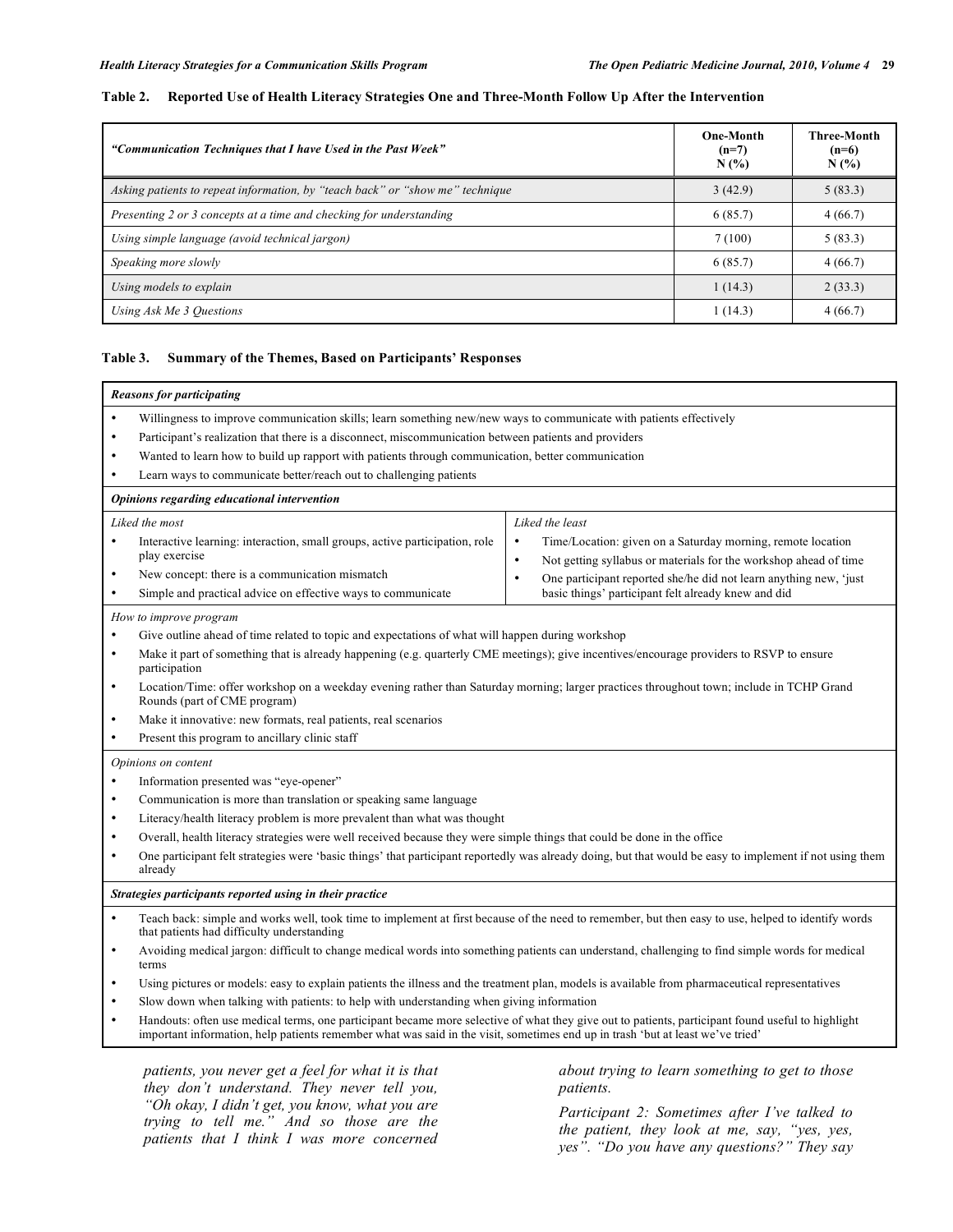**Table 2. Reported Use of Health Literacy Strategies One and Three-Month Follow Up After the Intervention**

| *"Communication Techniques that I have Used in the Past Week"* | One-Month (n=7) N (%) | Three-Month (n=6) N (%) |
|---|---|---|
| *Asking patients to repeat information, by "teach back" or "show me" technique* | 3 (42.9) | 5 (83.3) |
| *Presenting 2 or 3 concepts at a time and checking for understanding* | 6 (85.7) | 4 (66.7) |
| *Using simple language (avoid technical jargon)* | 7 (100) | 5 (83.3) |
| *Speaking more slowly* | 6 (85.7) | 4 (66.7) |
| *Using models to explain* | 1 (14.3) | 2 (33.3) |
| *Using Ask Me 3 Questions* | 1 (14.3) | 4 (66.7) |

**Table 3. Summary of the Themes, Based on Participants' Responses**

***Reasons for participating***

- Willingness to improve communication skills; learn something new/new ways to communicate with patients effectively
- Participant's realization that there is a disconnect, miscommunication between patients and providers
- Wanted to learn how to build up rapport with patients through communication, better communication
- Learn ways to communicate better/reach out to challenging patients

***Opinions regarding educational intervention***

| *Liked the most* | *Liked the least* |
|---|---|
| • Interactive learning: interaction, small groups, active participation, role play exercise<br>• New concept: there is a communication mismatch<br>• Simple and practical advice on effective ways to communicate | • Time/Location: given on a Saturday morning, remote location<br>• Not getting syllabus or materials for the workshop ahead of time<br>• One participant reported she/he did not learn anything new, 'just basic things' participant felt already knew and did |

*How to improve program*

- Give outline ahead of time related to topic and expectations of what will happen during workshop
- Make it part of something that is already happening (e.g. quarterly CME meetings); give incentives/encourage providers to RSVP to ensure participation
- Location/Time: offer workshop on a weekday evening rather than Saturday morning; larger practices throughout town; include in TCHP Grand Rounds (part of CME program)
- Make it innovative: new formats, real patients, real scenarios
- Present this program to ancillary clinic staff

*Opinions on content*

- Information presented was "eye-opener"
- Communication is more than translation or speaking same language
- Literacy/health literacy problem is more prevalent than what was thought
- Overall, health literacy strategies were well received because they were simple things that could be done in the office
- One participant felt strategies were 'basic things' that participant reportedly was already doing, but that would be easy to implement if not using them already

***Strategies participants reported using in their practice***

- Teach back: simple and works well, took time to implement at first because of the need to remember, but then easy to use, helped to identify words that patients had difficulty understanding
- Avoiding medical jargon: difficult to change medical words into something patients can understand, challenging to find simple words for medical terms
- Using pictures or models: easy to explain patients the illness and the treatment plan, models is available from pharmaceutical representatives
- Slow down when talking with patients: to help with understanding when giving information
- Handouts: often use medical terms, one participant became more selective of what they give out to patients, participant found useful to highlight important information, help patients remember what was said in the visit, sometimes end up in trash 'but at least we've tried'

*patients, you never get a feel for what it is that they don't understand. They never tell you, "Oh okay, I didn't get, you know, what you are trying to tell me." And so those are the patients that I think I was more concerned about trying to learn something to get to those patients.*

*Participant 2: Sometimes after I've talked to the patient, they look at me, say, "yes, yes, yes". "Do you have any questions?" They say*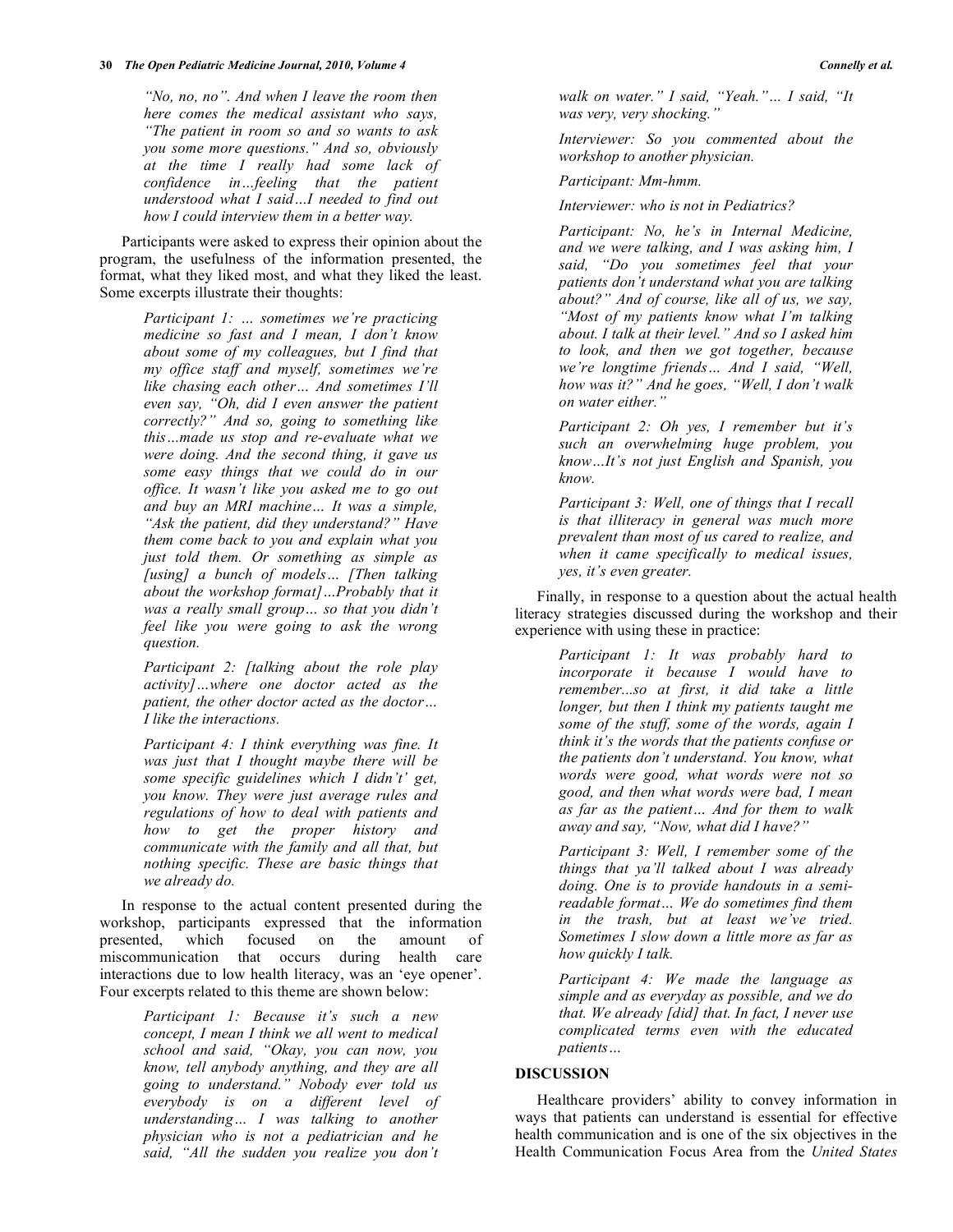*"No, no, no". And when I leave the room then here comes the medical assistant who says, "The patient in room so and so wants to ask you some more questions." And so, obviously at the time I really had some lack of confidence in…feeling that the patient understood what I said…I needed to find out how I could interview them in a better way.*

Participants were asked to express their opinion about the program, the usefulness of the information presented, the format, what they liked most, and what they liked the least. Some excerpts illustrate their thoughts:

> *Participant 1: … sometimes we're practicing medicine so fast and I mean, I don't know about some of my colleagues, but I find that my office staff and myself, sometimes we're like chasing each other… And sometimes I'll even say, "Oh, did I even answer the patient correctly?" And so, going to something like this…made us stop and re-evaluate what we were doing. And the second thing, it gave us some easy things that we could do in our office. It wasn't like you asked me to go out and buy an MRI machine… It was a simple, "Ask the patient, did they understand?" Have them come back to you and explain what you just told them. Or something as simple as [using] a bunch of models… [Then talking about the workshop format]…Probably that it was a really small group… so that you didn't feel like you were going to ask the wrong question.*
>
> *Participant 2: [talking about the role play activity]…where one doctor acted as the patient, the other doctor acted as the doctor… I like the interactions.*
>
> *Participant 4: I think everything was fine. It was just that I thought maybe there will be some specific guidelines which I didn't' get, you know. They were just average rules and regulations of how to deal with patients and how to get the proper history and communicate with the family and all that, but nothing specific. These are basic things that we already do.*

In response to the actual content presented during the workshop, participants expressed that the information presented, which focused on the amount of miscommunication that occurs during health care interactions due to low health literacy, was an 'eye opener'. Four excerpts related to this theme are shown below:

> *Participant 1: Because it's such a new concept, I mean I think we all went to medical school and said, "Okay, you can now, you know, tell anybody anything, and they are all going to understand." Nobody ever told us everybody is on a different level of understanding… I was talking to another physician who is not a pediatrician and he said, "All the sudden you realize you don't walk on water." I said, "Yeah."… I said, "It was very, very shocking."*
>
> *Interviewer: So you commented about the workshop to another physician.*
>
> *Participant: Mm-hmm.*
>
> *Interviewer: who is not in Pediatrics?*
>
> *Participant: No, he's in Internal Medicine, and we were talking, and I was asking him, I said, "Do you sometimes feel that your patients don't understand what you are talking about?" And of course, like all of us, we say, "Most of my patients know what I'm talking about. I talk at their level." And so I asked him to look, and then we got together, because we're longtime friends… And I said, "Well, how was it?" And he goes, "Well, I don't walk on water either."*
>
> *Participant 2: Oh yes, I remember but it's such an overwhelming huge problem, you know…It's not just English and Spanish, you know.*
>
> *Participant 3: Well, one of things that I recall is that illiteracy in general was much more prevalent than most of us cared to realize, and when it came specifically to medical issues, yes, it's even greater.*

Finally, in response to a question about the actual health literacy strategies discussed during the workshop and their experience with using these in practice:

> *Participant 1: It was probably hard to incorporate it because I would have to remember...so at first, it did take a little longer, but then I think my patients taught me some of the stuff, some of the words, again I think it's the words that the patients confuse or the patients don't understand. You know, what words were good, what words were not so good, and then what words were bad, I mean as far as the patient… And for them to walk away and say, "Now, what did I have?"*
>
> *Participant 3: Well, I remember some of the things that ya'll talked about I was already doing. One is to provide handouts in a semi-readable format… We do sometimes find them in the trash, but at least we've tried. Sometimes I slow down a little more as far as how quickly I talk.*
>
> *Participant 4: We made the language as simple and as everyday as possible, and we do that. We already [did] that. In fact, I never use complicated terms even with the educated patients…*

## DISCUSSION

Healthcare providers' ability to convey information in ways that patients can understand is essential for effective health communication and is one of the six objectives in the Health Communication Focus Area from the *United States*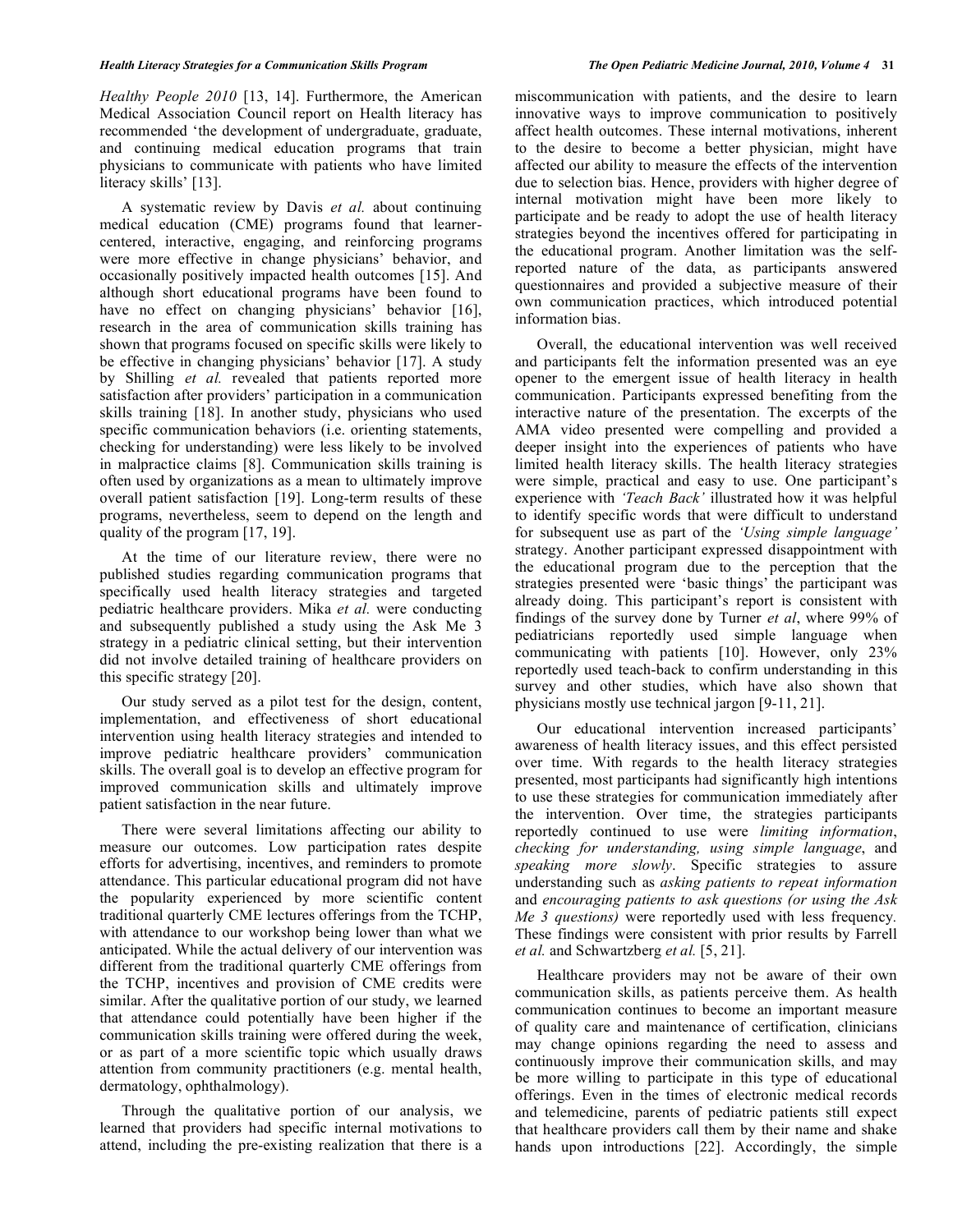*Healthy People 2010* [13, 14]. Furthermore, the American Medical Association Council report on Health literacy has recommended 'the development of undergraduate, graduate, and continuing medical education programs that train physicians to communicate with patients who have limited literacy skills' [13].

A systematic review by Davis *et al.* about continuing medical education (CME) programs found that learner-centered, interactive, engaging, and reinforcing programs were more effective in change physicians' behavior, and occasionally positively impacted health outcomes [15]. And although short educational programs have been found to have no effect on changing physicians' behavior [16], research in the area of communication skills training has shown that programs focused on specific skills were likely to be effective in changing physicians' behavior [17]. A study by Shilling *et al.* revealed that patients reported more satisfaction after providers' participation in a communication skills training [18]. In another study, physicians who used specific communication behaviors (i.e. orienting statements, checking for understanding) were less likely to be involved in malpractice claims [8]. Communication skills training is often used by organizations as a mean to ultimately improve overall patient satisfaction [19]. Long-term results of these programs, nevertheless, seem to depend on the length and quality of the program [17, 19].

At the time of our literature review, there were no published studies regarding communication programs that specifically used health literacy strategies and targeted pediatric healthcare providers. Mika *et al.* were conducting and subsequently published a study using the Ask Me 3 strategy in a pediatric clinical setting, but their intervention did not involve detailed training of healthcare providers on this specific strategy [20].

Our study served as a pilot test for the design, content, implementation, and effectiveness of short educational intervention using health literacy strategies and intended to improve pediatric healthcare providers' communication skills. The overall goal is to develop an effective program for improved communication skills and ultimately improve patient satisfaction in the near future.

There were several limitations affecting our ability to measure our outcomes. Low participation rates despite efforts for advertising, incentives, and reminders to promote attendance. This particular educational program did not have the popularity experienced by more scientific content traditional quarterly CME lectures offerings from the TCHP, with attendance to our workshop being lower than what we anticipated. While the actual delivery of our intervention was different from the traditional quarterly CME offerings from the TCHP, incentives and provision of CME credits were similar. After the qualitative portion of our study, we learned that attendance could potentially have been higher if the communication skills training were offered during the week, or as part of a more scientific topic which usually draws attention from community practitioners (e.g. mental health, dermatology, ophthalmology).

Through the qualitative portion of our analysis, we learned that providers had specific internal motivations to attend, including the pre-existing realization that there is a miscommunication with patients, and the desire to learn innovative ways to improve communication to positively affect health outcomes. These internal motivations, inherent to the desire to become a better physician, might have affected our ability to measure the effects of the intervention due to selection bias. Hence, providers with higher degree of internal motivation might have been more likely to participate and be ready to adopt the use of health literacy strategies beyond the incentives offered for participating in the educational program. Another limitation was the self-reported nature of the data, as participants answered questionnaires and provided a subjective measure of their own communication practices, which introduced potential information bias.

Overall, the educational intervention was well received and participants felt the information presented was an eye opener to the emergent issue of health literacy in health communication. Participants expressed benefiting from the interactive nature of the presentation. The excerpts of the AMA video presented were compelling and provided a deeper insight into the experiences of patients who have limited health literacy skills. The health literacy strategies were simple, practical and easy to use. One participant's experience with *'Teach Back'* illustrated how it was helpful to identify specific words that were difficult to understand for subsequent use as part of the *'Using simple language'* strategy. Another participant expressed disappointment with the educational program due to the perception that the strategies presented were 'basic things' the participant was already doing. This participant's report is consistent with findings of the survey done by Turner *et al*, where 99% of pediatricians reportedly used simple language when communicating with patients [10]. However, only 23% reportedly used teach-back to confirm understanding in this survey and other studies, which have also shown that physicians mostly use technical jargon [9-11, 21].

Our educational intervention increased participants' awareness of health literacy issues, and this effect persisted over time. With regards to the health literacy strategies presented, most participants had significantly high intentions to use these strategies for communication immediately after the intervention. Over time, the strategies participants reportedly continued to use were *limiting information*, *checking for understanding, using simple language*, and *speaking more slowly*. Specific strategies to assure understanding such as *asking patients to repeat information* and *encouraging patients to ask questions (or using the Ask Me 3 questions)* were reportedly used with less frequency. These findings were consistent with prior results by Farrell *et al.* and Schwartzberg *et al.* [5, 21].

Healthcare providers may not be aware of their own communication skills, as patients perceive them. As health communication continues to become an important measure of quality care and maintenance of certification, clinicians may change opinions regarding the need to assess and continuously improve their communication skills, and may be more willing to participate in this type of educational offerings. Even in the times of electronic medical records and telemedicine, parents of pediatric patients still expect that healthcare providers call them by their name and shake hands upon introductions [22]. Accordingly, the simple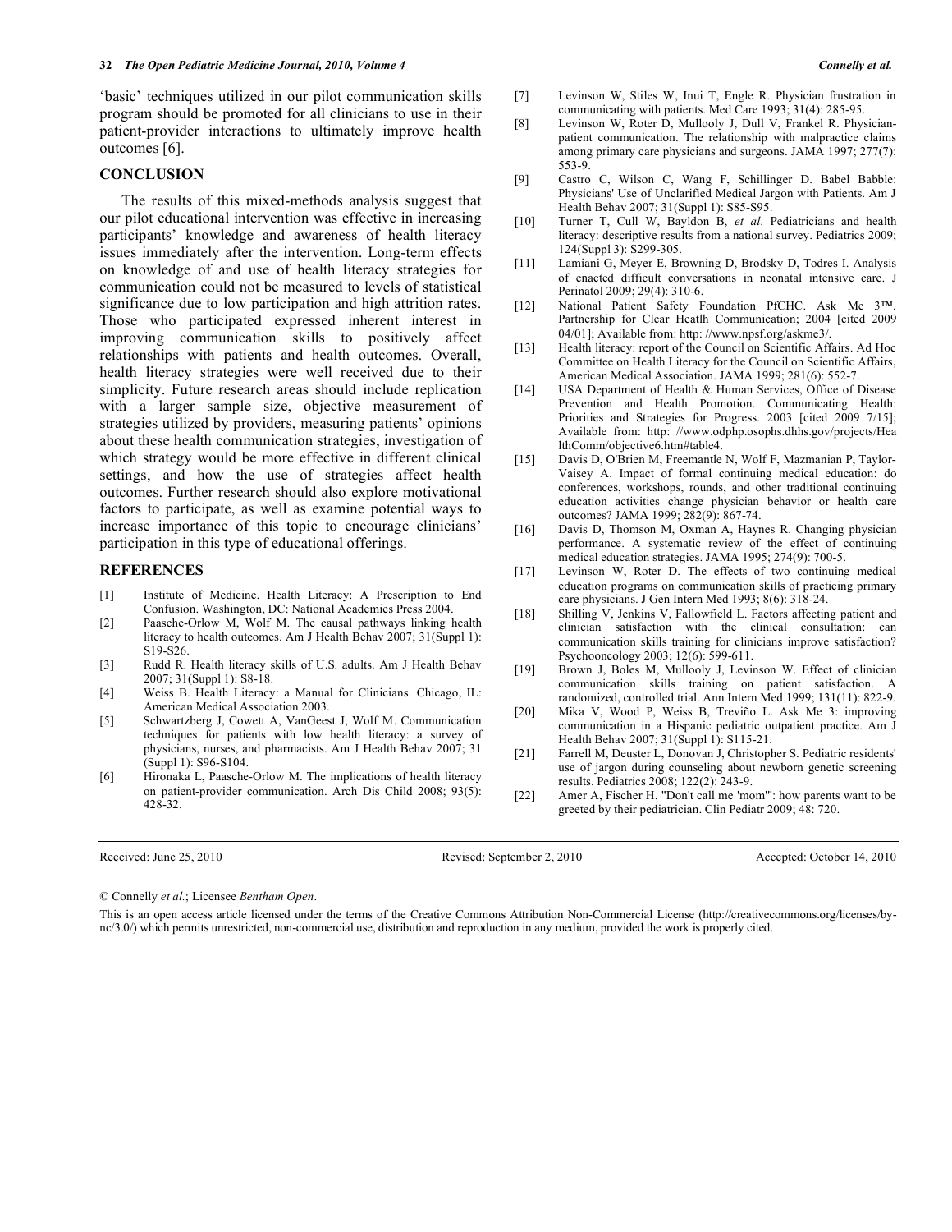'basic' techniques utilized in our pilot communication skills program should be promoted for all clinicians to use in their patient-provider interactions to ultimately improve health outcomes [6].

## CONCLUSION

The results of this mixed-methods analysis suggest that our pilot educational intervention was effective in increasing participants' knowledge and awareness of health literacy issues immediately after the intervention. Long-term effects on knowledge of and use of health literacy strategies for communication could not be measured to levels of statistical significance due to low participation and high attrition rates. Those who participated expressed inherent interest in improving communication skills to positively affect relationships with patients and health outcomes. Overall, health literacy strategies were well received due to their simplicity. Future research areas should include replication with a larger sample size, objective measurement of strategies utilized by providers, measuring patients' opinions about these health communication strategies, investigation of which strategy would be more effective in different clinical settings, and how the use of strategies affect health outcomes. Further research should also explore motivational factors to participate, as well as examine potential ways to increase importance of this topic to encourage clinicians' participation in this type of educational offerings.

## REFERENCES

[1] Institute of Medicine. Health Literacy: A Prescription to End Confusion. Washington, DC: National Academies Press 2004.

[2] Paasche-Orlow M, Wolf M. The causal pathways linking health literacy to health outcomes. Am J Health Behav 2007; 31(Suppl 1): S19-S26.

[3] Rudd R. Health literacy skills of U.S. adults. Am J Health Behav 2007; 31(Suppl 1): S8-18.

[4] Weiss B. Health Literacy: a Manual for Clinicians. Chicago, IL: American Medical Association 2003.

[5] Schwartzberg J, Cowett A, VanGeest J, Wolf M. Communication techniques for patients with low health literacy: a survey of physicians, nurses, and pharmacists. Am J Health Behav 2007; 31 (Suppl 1): S96-S104.

[6] Hironaka L, Paasche-Orlow M. The implications of health literacy on patient-provider communication. Arch Dis Child 2008; 93(5): 428-32.

[7] Levinson W, Stiles W, Inui T, Engle R. Physician frustration in communicating with patients. Med Care 1993; 31(4): 285-95.

[8] Levinson W, Roter D, Mullooly J, Dull V, Frankel R. Physician-patient communication. The relationship with malpractice claims among primary care physicians and surgeons. JAMA 1997; 277(7): 553-9.

[9] Castro C, Wilson C, Wang F, Schillinger D. Babel Babble: Physicians' Use of Unclarified Medical Jargon with Patients. Am J Health Behav 2007; 31(Suppl 1): S85-S95.

[10] Turner T, Cull W, Bayldon B, *et al*. Pediatricians and health literacy: descriptive results from a national survey. Pediatrics 2009; 124(Suppl 3): S299-305.

[11] Lamiani G, Meyer E, Browning D, Brodsky D, Todres I. Analysis of enacted difficult conversations in neonatal intensive care. J Perinatol 2009; 29(4): 310-6.

[12] National Patient Safety Foundation PfCHC. Ask Me 3™. Partnership for Clear Heatlh Communication; 2004 [cited 2009 04/01]; Available from: http: //www.npsf.org/askme3/.

[13] Health literacy: report of the Council on Scientific Affairs. Ad Hoc Committee on Health Literacy for the Council on Scientific Affairs, American Medical Association. JAMA 1999; 281(6): 552-7.

[14] USA Department of Health & Human Services, Office of Disease Prevention and Health Promotion. Communicating Health: Priorities and Strategies for Progress. 2003 [cited 2009 7/15]; Available from: http: //www.odphp.osophs.dhhs.gov/projects/HealthComm/objective6.htm#table4.

[15] Davis D, O'Brien M, Freemantle N, Wolf F, Mazmanian P, Taylor-Vaisey A. Impact of formal continuing medical education: do conferences, workshops, rounds, and other traditional continuing education activities change physician behavior or health care outcomes? JAMA 1999; 282(9): 867-74.

[16] Davis D, Thomson M, Oxman A, Haynes R. Changing physician performance. A systematic review of the effect of continuing medical education strategies. JAMA 1995; 274(9): 700-5.

[17] Levinson W, Roter D. The effects of two continuing medical education programs on communication skills of practicing primary care physicians. J Gen Intern Med 1993; 8(6): 318-24.

[18] Shilling V, Jenkins V, Fallowfield L. Factors affecting patient and clinician satisfaction with the clinical consultation: can communication skills training for clinicians improve satisfaction? Psychooncology 2003; 12(6): 599-611.

[19] Brown J, Boles M, Mullooly J, Levinson W. Effect of clinician communication skills training on patient satisfaction. A randomized, controlled trial. Ann Intern Med 1999; 131(11): 822-9.

[20] Mika V, Wood P, Weiss B, Treviño L. Ask Me 3: improving communication in a Hispanic pediatric outpatient practice. Am J Health Behav 2007; 31(Suppl 1): S115-21.

[21] Farrell M, Deuster L, Donovan J, Christopher S. Pediatric residents' use of jargon during counseling about newborn genetic screening results. Pediatrics 2008; 122(2): 243-9.

[22] Amer A, Fischer H. "Don't call me 'mom'": how parents want to be greeted by their pediatrician. Clin Pediatr 2009; 48: 720.

Received: June 25, 2010 Revised: September 2, 2010 Accepted: October 14, 2010

© Connelly *et al.*; Licensee *Bentham Open*.

This is an open access article licensed under the terms of the Creative Commons Attribution Non-Commercial License (http://creativecommons.org/licenses/by-nc/3.0/) which permits unrestricted, non-commercial use, distribution and reproduction in any medium, provided the work is properly cited.